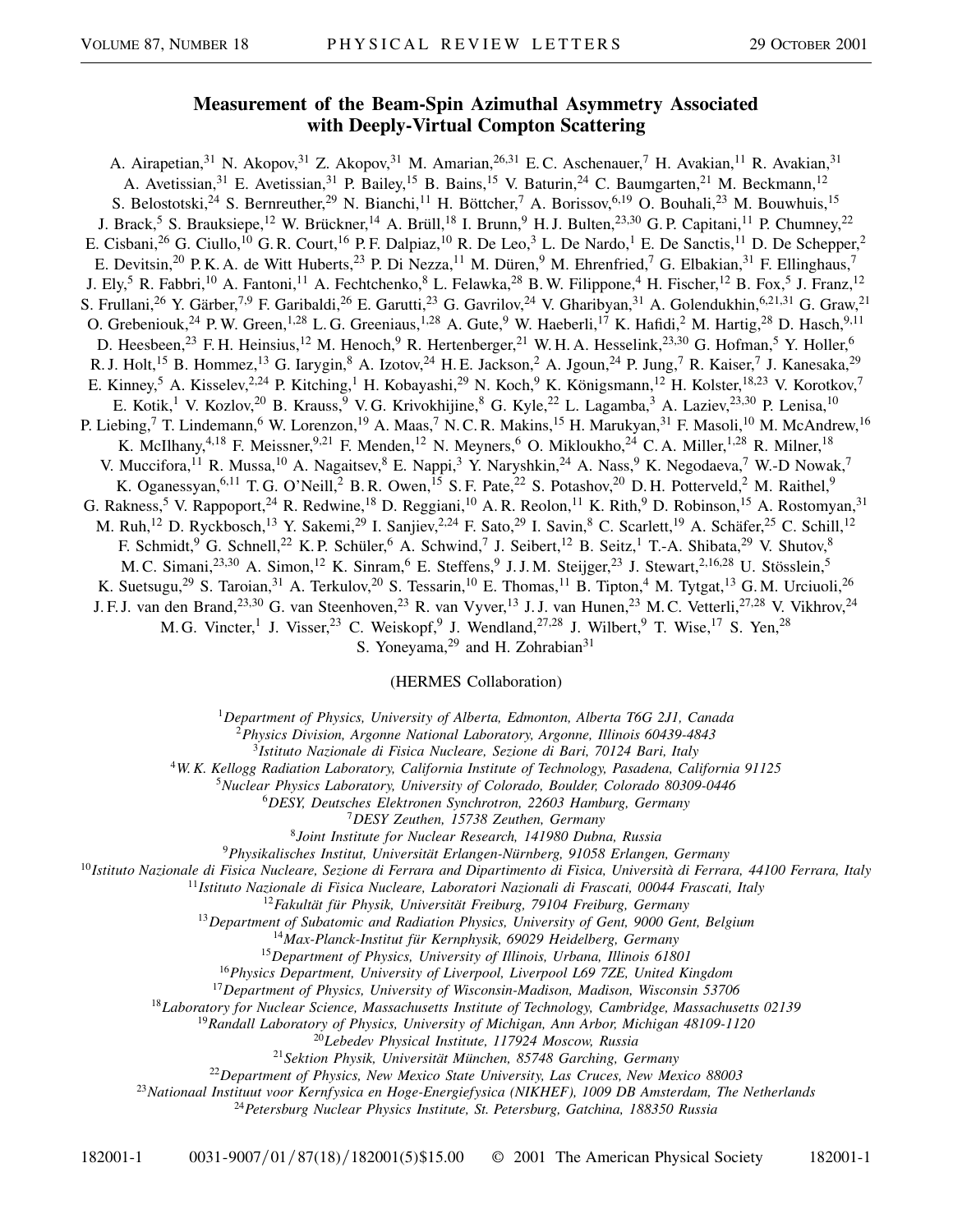# Measurement of the Beam-Spin Azimuthal Asymmetry Associated with Deeply-Virtual Compton Scattering

A. Airapetian,[31] N. Akopov,[31] Z. Akopov,[31] M. Amarian,[26,31] E. C. Aschenauer,[7] H. Avakian,[11] R. Avakian,[31] A. Avetissian,[31] E. Avetissian,[31] P. Bailey,[15] B. Bains,[15] V. Baturin,[24] C. Baumgarten,[21] M. Beckmann,[12] S. Belostotski,[24] S. Bernreuther,[29] N. Bianchi,[11] H. Böttcher,[7] A. Borissov,[6,19] O. Bouhali,[23] M. Bouwhuis,[15] J. Brack,[5] S. Brauksiepe,[12] W. Brückner,[14] A. Brüll,[18] I. Brunn,[9] H. J. Bulten,[23,30] G. P. Capitani,[11] P. Chumney,[22] E. Cisbani,[26] G. Ciullo,[10] G. R. Court,[16] P. F. Dalpiaz,[10] R. De Leo,[3] L. De Nardo,[1] E. De Sanctis,[11] D. De Schepper,[2] E. Devitsin,[20] P. K. A. de Witt Huberts,[23] P. Di Nezza,[11] M. Düren,[9] M. Ehrenfried,[7] G. Elbakian,[31] F. Ellinghaus,[7] J. Ely,[5] R. Fabbri,[10] A. Fantoni,[11] A. Fechtchenko,[8] L. Felawka,[28] B. W. Filippone,[4] H. Fischer,[12] B. Fox,[5] J. Franz,[12] S. Frullani,[26] Y. Gärber,[7,9] F. Garibaldi,[26] E. Garutti,[23] G. Gavrilov,[24] V. Gharibyan,[31] A. Golendukhin,[6,21,31] G. Graw,[21] O. Grebeniouk,[24] P. W. Green,[1,28] L. G. Greeniaus,[1,28] A. Gute,[9] W. Haeberli,[17] K. Hafidi,[2] M. Hartig,[28] D. Hasch,[9,11] D. Heesbeen,[23] F. H. Heinsius,[12] M. Henoch,[9] R. Hertenberger,[21] W. H. A. Hesselink,[23,30] G. Hofman,[5] Y. Holler,[6] R. J. Holt,[15] B. Hommez,[13] G. Iarygin,[8] A. Izotov,[24] H. E. Jackson,[2] A. Jgoun,[24] P. Jung,[7] R. Kaiser,[7] J. Kanesaka,[29] E. Kinney,[5] A. Kisselev,[2,24] P. Kitching,[1] H. Kobayashi,[29] N. Koch,[9] K. Königsmann,[12] H. Kolster,[18,23] V. Korotkov,[7] E. Kotik,[1] V. Kozlov,[20] B. Krauss,[9] V. G. Krivokhijine,[8] G. Kyle,[22] L. Lagamba,[3] A. Laziev,[23,30] P. Lenisa,[10] P. Liebing,[7] T. Lindemann,[6] W. Lorenzon,[19] A. Maas,[7] N. C. R. Makins,[15] H. Marukyan,[31] F. Masoli,[10] M. McAndrew,[16] K. McIlhany,[4,18] F. Meissner,[9,21] F. Menden,[12] N. Meyners,[6] O. Mikloukho,[24] C. A. Miller,[1,28] R. Milner,[18] V. Muccifora,[11] R. Mussa,[10] A. Nagaitsev,[8] E. Nappi,[3] Y. Naryshkin,[24] A. Nass,[9] K. Negodaeva,[7] W.-D Nowak,[7] K. Oganessyan,[6,11] T. G. O'Neill,[2] B. R. Owen,[15] S. F. Pate,[22] S. Potashov,[20] D. H. Potterveld,[2] M. Raithel,[9] G. Rakness,[5] V. Rappoport,[24] R. Redwine,[18] D. Reggiani,[10] A. R. Reolon,[11] K. Rith,[9] D. Robinson,[15] A. Rostomyan,[31] M. Ruh,[12] D. Ryckbosch,[13] Y. Sakemi,[29] I. Sanjiev,[2,24] F. Sato,[29] I. Savin,[8] C. Scarlett,[19] A. Schäfer,[25] C. Schill,[12] F. Schmidt,[9] G. Schnell,[22] K. P. Schüler,[6] A. Schwind,[7] J. Seibert,[12] B. Seitz,[1] T.-A. Shibata,[29] V. Shutov,[8] M. C. Simani,[23,30] A. Simon,[12] K. Sinram,[6] E. Steffens,[9] J. J. M. Steijger,[23] J. Stewart,[2,16,28] U. Stösslein,[5] K. Suetsugu,[29] S. Taroian,[31] A. Terkulov,[20] S. Tessarin,[10] E. Thomas,[11] B. Tipton,[4] M. Tytgat,[13] G. M. Urciuoli,[26] J. F. J. van den Brand,[23,30] G. van Steenhoven,[23] R. van Vyver,[13] J. J. van Hunen,[23] M. C. Vetterli,[27,28] V. Vikhrov,[24] M. G. Vincter,[1] J. Visser,[23] C. Weiskopf,[9] J. Wendland,[27,28] J. Wilbert,[9] T. Wise,[17] S. Yen,[28] S. Yoneyama,[29] and H. Zohrabian[31]

(HERMES Collaboration)

[1] *Department of Physics, University of Alberta, Edmonton, Alberta T6G 2J1, Canada*
[2] *Physics Division, Argonne National Laboratory, Argonne, Illinois 60439-4843*
[3] *Istituto Nazionale di Fisica Nucleare, Sezione di Bari, 70124 Bari, Italy*
[4] *W. K. Kellogg Radiation Laboratory, California Institute of Technology, Pasadena, California 91125*
[5] *Nuclear Physics Laboratory, University of Colorado, Boulder, Colorado 80309-0446*
[6] *DESY, Deutsches Elektronen Synchrotron, 22603 Hamburg, Germany*
[7] *DESY Zeuthen, 15738 Zeuthen, Germany*
[8] *Joint Institute for Nuclear Research, 141980 Dubna, Russia*
[9] *Physikalisches Institut, Universität Erlangen-Nürnberg, 91058 Erlangen, Germany*
[10] *Istituto Nazionale di Fisica Nucleare, Sezione di Ferrara and Dipartimento di Fisica, Università di Ferrara, 44100 Ferrara, Italy*
[11] *Istituto Nazionale di Fisica Nucleare, Laboratori Nazionali di Frascati, 00044 Frascati, Italy*
[12] *Fakultät für Physik, Universität Freiburg, 79104 Freiburg, Germany*
[13] *Department of Subatomic and Radiation Physics, University of Gent, 9000 Gent, Belgium*
[14] *Max-Planck-Institut für Kernphysik, 69029 Heidelberg, Germany*
[15] *Department of Physics, University of Illinois, Urbana, Illinois 61801*
[16] *Physics Department, University of Liverpool, Liverpool L69 7ZE, United Kingdom*
[17] *Department of Physics, University of Wisconsin-Madison, Madison, Wisconsin 53706*
[18] *Laboratory for Nuclear Science, Massachusetts Institute of Technology, Cambridge, Massachusetts 02139*
[19] *Randall Laboratory of Physics, University of Michigan, Ann Arbor, Michigan 48109-1120*
[20] *Lebedev Physical Institute, 117924 Moscow, Russia*
[21] *Sektion Physik, Universität München, 85748 Garching, Germany*
[22] *Department of Physics, New Mexico State University, Las Cruces, New Mexico 88003*
[23] *Nationaal Instituut voor Kernfysica en Hoge-Energiefysica (NIKHEF), 1009 DB Amsterdam, The Netherlands*
[24] *Petersburg Nuclear Physics Institute, St. Petersburg, Gatchina, 188350 Russia*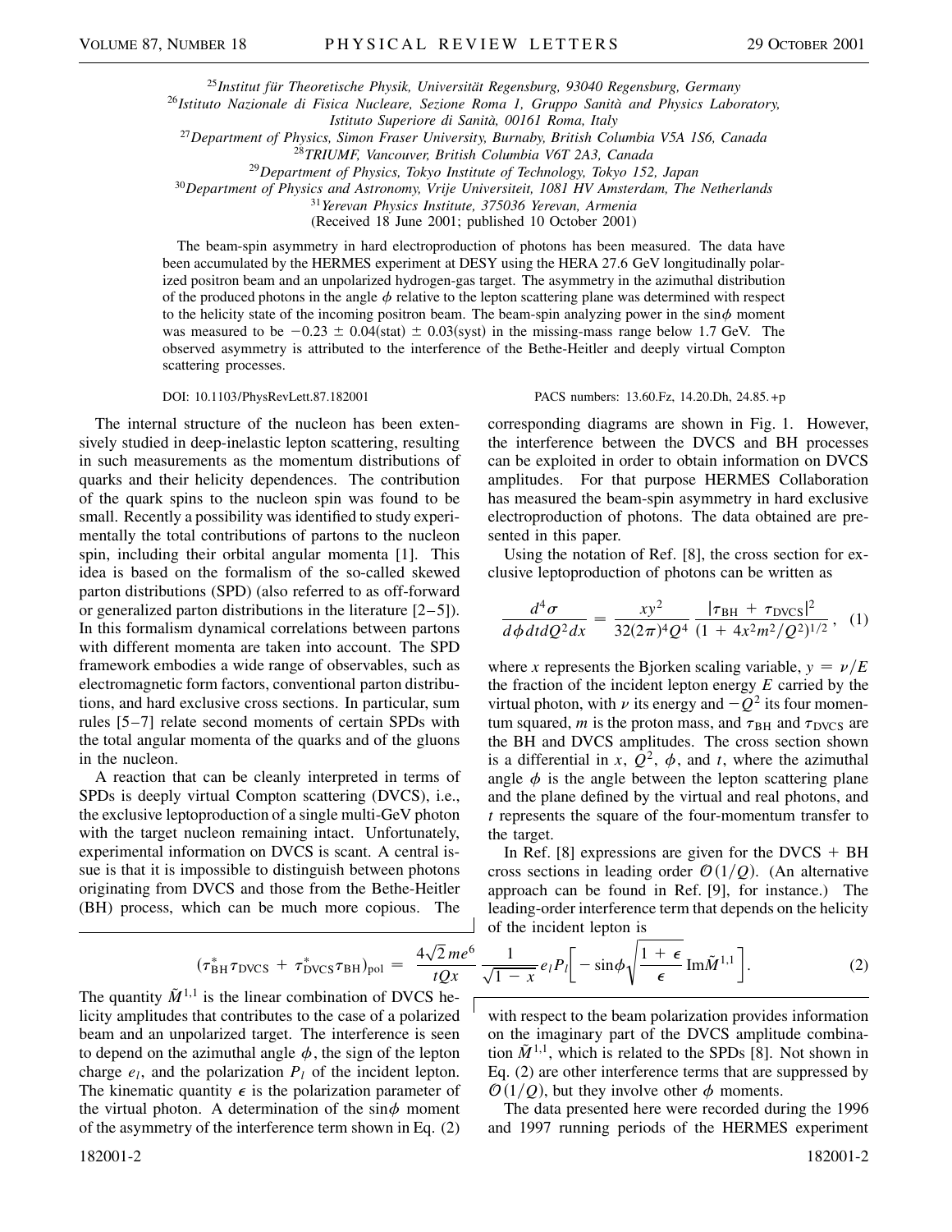[25]*Institut für Theoretische Physik, Universität Regensburg, 93040 Regensburg, Germany*
[26]*Istituto Nazionale di Fisica Nucleare, Sezione Roma 1, Gruppo Sanità and Physics Laboratory, Istituto Superiore di Sanità, 00161 Roma, Italy*
[27]*Department of Physics, Simon Fraser University, Burnaby, British Columbia V5A 1S6, Canada*
[28]*TRIUMF, Vancouver, British Columbia V6T 2A3, Canada*
[29]*Department of Physics, Tokyo Institute of Technology, Tokyo 152, Japan*
[30]*Department of Physics and Astronomy, Vrije Universiteit, 1081 HV Amsterdam, The Netherlands*
[31]*Yerevan Physics Institute, 375036 Yerevan, Armenia*
(Received 18 June 2001; published 10 October 2001)

The beam-spin asymmetry in hard electroproduction of photons has been measured. The data have been accumulated by the HERMES experiment at DESY using the HERA 27.6 GeV longitudinally polarized positron beam and an unpolarized hydrogen-gas target. The asymmetry in the azimuthal distribution of the produced photons in the angle $\phi$ relative to the lepton scattering plane was determined with respect to the helicity state of the incoming positron beam. The beam-spin analyzing power in the $\sin\phi$ moment was measured to be $-0.23 \pm 0.04(\text{stat}) \pm 0.03(\text{syst})$ in the missing-mass range below 1.7 GeV. The observed asymmetry is attributed to the interference of the Bethe-Heitler and deeply virtual Compton scattering processes.

DOI: 10.1103/PhysRevLett.87.182001 PACS numbers: 13.60.Fz, 14.20.Dh, 24.85.+p

The internal structure of the nucleon has been extensively studied in deep-inelastic lepton scattering, resulting in such measurements as the momentum distributions of quarks and their helicity dependences. The contribution of the quark spins to the nucleon spin was found to be small. Recently a possibility was identified to study experimentally the total contributions of partons to the nucleon spin, including their orbital angular momenta [1]. This idea is based on the formalism of the so-called skewed parton distributions (SPD) (also referred to as off-forward or generalized parton distributions in the literature [2–5]). In this formalism dynamical correlations between partons with different momenta are taken into account. The SPD framework embodies a wide range of observables, such as electromagnetic form factors, conventional parton distributions, and hard exclusive cross sections. In particular, sum rules [5–7] relate second moments of certain SPDs with the total angular momenta of the quarks and of the gluons in the nucleon.

A reaction that can be cleanly interpreted in terms of SPDs is deeply virtual Compton scattering (DVCS), i.e., the exclusive leptoproduction of a single multi-GeV photon with the target nucleon remaining intact. Unfortunately, experimental information on DVCS is scant. A central issue is that it is impossible to distinguish between photons originating from DVCS and those from the Bethe-Heitler (BH) process, which can be much more copious. The corresponding diagrams are shown in Fig. 1. However, the interference between the DVCS and BH processes can be exploited in order to obtain information on DVCS amplitudes. For that purpose HERMES Collaboration has measured the beam-spin asymmetry in hard exclusive electroproduction of photons. The data obtained are presented in this paper.

Using the notation of Ref. [8], the cross section for exclusive leptoproduction of photons can be written as

$$\frac{d^4\sigma}{d\phi\, dt\, dQ^2 dx} = \frac{xy^2}{32(2\pi)^4 Q^4} \frac{|\tau_{\text{BH}} + \tau_{\text{DVCS}}|^2}{(1 + 4x^2m^2/Q^2)^{1/2}}, \quad (1)$$

where $x$ represents the Bjorken scaling variable, $y = \nu/E$ the fraction of the incident lepton energy $E$ carried by the virtual photon, with $\nu$ its energy and $-Q^2$ its four momentum squared, $m$ is the proton mass, and $\tau_{\text{BH}}$ and $\tau_{\text{DVCS}}$ are the BH and DVCS amplitudes. The cross section shown is a differential in $x$, $Q^2$, $\phi$, and $t$, where the azimuthal angle $\phi$ is the angle between the lepton scattering plane and the plane defined by the virtual and real photons, and $t$ represents the square of the four-momentum transfer to the target.

In Ref. [8] expressions are given for the DVCS + BH cross sections in leading order $\mathcal{O}(1/Q)$. (An alternative approach can be found in Ref. [9], for instance.) The leading-order interference term that depends on the helicity of the incident lepton is

$$(\tau_{\text{BH}}^* \tau_{\text{DVCS}} + \tau_{\text{DVCS}}^* \tau_{\text{BH}})_{\text{pol}} = \frac{4\sqrt{2}\, me^6}{tQx} \frac{1}{\sqrt{1-x}} e_l P_l \left[ -\sin\phi \sqrt{\frac{1+\epsilon}{\epsilon}} \, \text{Im}\tilde{M}^{1,1} \right]. \quad (2)$$

The quantity $\tilde{M}^{1,1}$ is the linear combination of DVCS helicity amplitudes that contributes to the case of a polarized beam and an unpolarized target. The interference is seen to depend on the azimuthal angle $\phi$, the sign of the lepton charge $e_l$, and the polarization $P_l$ of the incident lepton. The kinematic quantity $\epsilon$ is the polarization parameter of the virtual photon. A determination of the $\sin\phi$ moment of the asymmetry of the interference term shown in Eq. (2) with respect to the beam polarization provides information on the imaginary part of the DVCS amplitude combination $\tilde{M}^{1,1}$, which is related to the SPDs [8]. Not shown in Eq. (2) are other interference terms that are suppressed by $\mathcal{O}(1/Q)$, but they involve other $\phi$ moments.

The data presented here were recorded during the 1996 and 1997 running periods of the HERMES experiment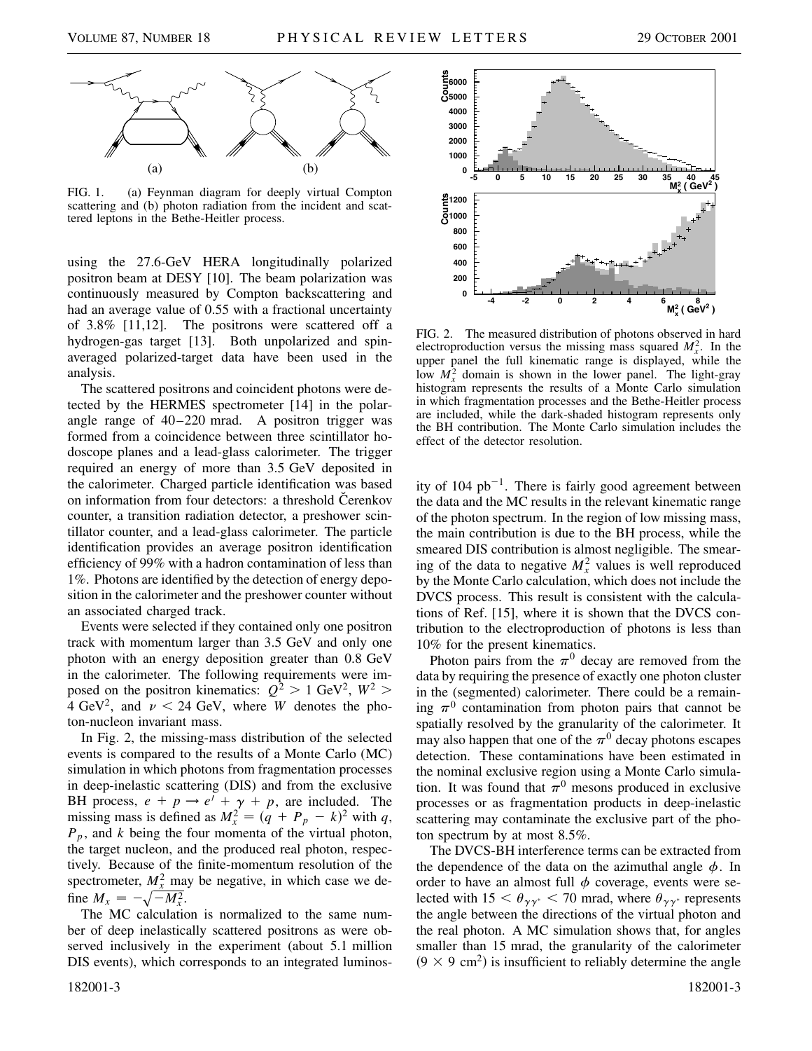(a) (b)

FIG. 1. (a) Feynman diagram for deeply virtual Compton scattering and (b) photon radiation from the incident and scattered leptons in the Bethe-Heitler process.

using the 27.6-GeV HERA longitudinally polarized positron beam at DESY [10]. The beam polarization was continuously measured by Compton backscattering and had an average value of 0.55 with a fractional uncertainty of 3.8% [11,12]. The positrons were scattered off a hydrogen-gas target [13]. Both unpolarized and spin-averaged polarized-target data have been used in the analysis.

The scattered positrons and coincident photons were detected by the HERMES spectrometer [14] in the polar-angle range of 40–220 mrad. A positron trigger was formed from a coincidence between three scintillator hodoscope planes and a lead-glass calorimeter. The trigger required an energy of more than 3.5 GeV deposited in the calorimeter. Charged particle identification was based on information from four detectors: a threshold Čerenkov counter, a transition radiation detector, a preshower scintillator counter, and a lead-glass calorimeter. The particle identification provides an average positron identification efficiency of 99% with a hadron contamination of less than 1%. Photons are identified by the detection of energy deposition in the calorimeter and the preshower counter without an associated charged track.

Events were selected if they contained only one positron track with momentum larger than 3.5 GeV and only one photon with an energy deposition greater than 0.8 GeV in the calorimeter. The following requirements were imposed on the positron kinematics: $Q^2 > 1$ GeV$^2$, $W^2 > 4$ GeV$^2$, and $\nu < 24$ GeV, where $W$ denotes the photon-nucleon invariant mass.

In Fig. 2, the missing-mass distribution of the selected events is compared to the results of a Monte Carlo (MC) simulation in which photons from fragmentation processes in deep-inelastic scattering (DIS) and from the exclusive BH process, $e + p \rightarrow e' + \gamma + p$, are included. The missing mass is defined as $M_x^2 = (q + P_p - k)^2$ with $q$, $P_p$, and $k$ being the four momenta of the virtual photon, the target nucleon, and the produced real photon, respectively. Because of the finite-momentum resolution of the spectrometer, $M_x^2$ may be negative, in which case we define $M_x = -\sqrt{-M_x^2}$.

The MC calculation is normalized to the same number of deep inelastically scattered positrons as were observed inclusively in the experiment (about 5.1 million DIS events), which corresponds to an integrated luminosity of 104 pb$^{-1}$. There is fairly good agreement between the data and the MC results in the relevant kinematic range of the photon spectrum. In the region of low missing mass, the main contribution is due to the BH process, while the smeared DIS contribution is almost negligible. The smearing of the data to negative $M_x^2$ values is well reproduced by the Monte Carlo calculation, which does not include the DVCS process. This result is consistent with the calculations of Ref. [15], where it is shown that the DVCS contribution to the electroproduction of photons is less than 10% for the present kinematics.

Counts
6000
5000
4000
3000
2000
1000
0
-5 0 5 10 15 20 25 30 35 40 45
$M_x^2$ ( GeV$^2$ )

Counts
1200
1000
800
600
400
200
0
-4 -2 0 2 4 6 8
$M_x^2$ ( GeV$^2$ )

FIG. 2. The measured distribution of photons observed in hard electroproduction versus the missing mass squared $M_x^2$. In the upper panel the full kinematic range is displayed, while the low $M_x^2$ domain is shown in the lower panel. The light-gray histogram represents the results of a Monte Carlo simulation in which fragmentation processes and the Bethe-Heitler process are included, while the dark-shaded histogram represents only the BH contribution. The Monte Carlo simulation includes the effect of the detector resolution.

Photon pairs from the $\pi^0$ decay are removed from the data by requiring the presence of exactly one photon cluster in the (segmented) calorimeter. There could be a remaining $\pi^0$ contamination from photon pairs that cannot be spatially resolved by the granularity of the calorimeter. It may also happen that one of the $\pi^0$ decay photons escapes detection. These contaminations have been estimated in the nominal exclusive region using a Monte Carlo simulation. It was found that $\pi^0$ mesons produced in exclusive processes or as fragmentation products in deep-inelastic scattering may contaminate the exclusive part of the photon spectrum by at most 8.5%.

The DVCS-BH interference terms can be extracted from the dependence of the data on the azimuthal angle $\phi$. In order to have an almost full $\phi$ coverage, events were selected with $15 < \theta_{\gamma\gamma^*} < 70$ mrad, where $\theta_{\gamma\gamma^*}$ represents the angle between the directions of the virtual photon and the real photon. A MC simulation shows that, for angles smaller than 15 mrad, the granularity of the calorimeter ($9 \times 9$ cm$^2$) is insufficient to reliably determine the angle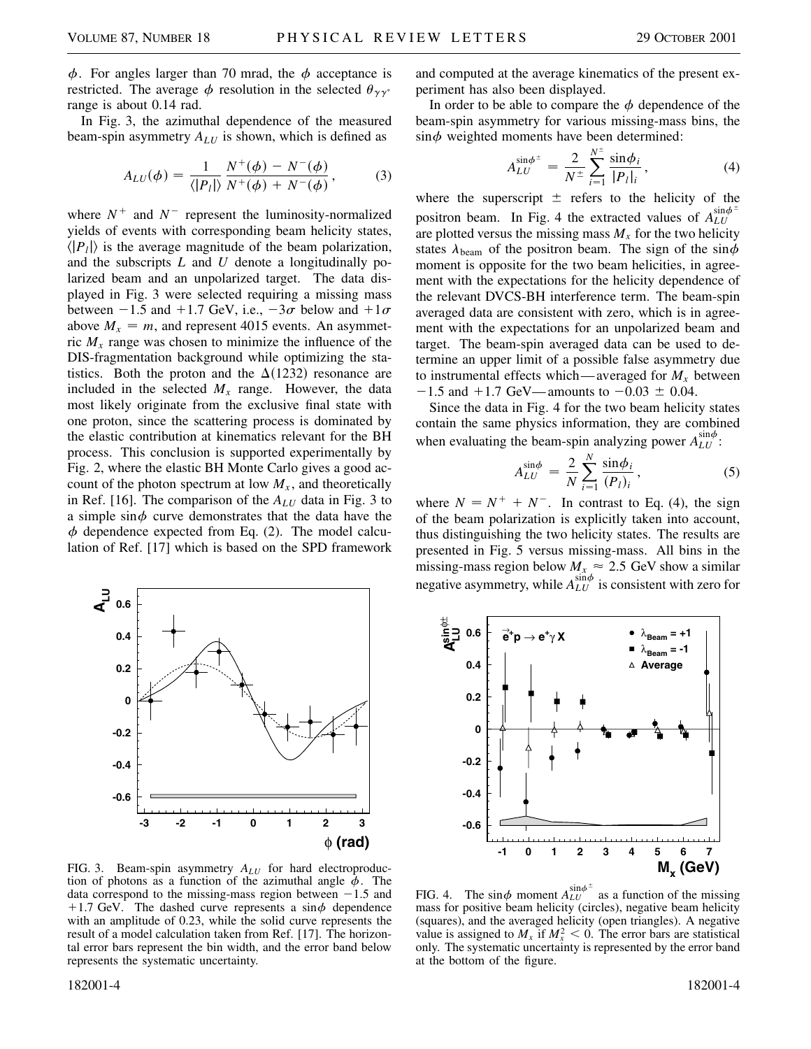$\phi$. For angles larger than 70 mrad, the $\phi$ acceptance is restricted. The average $\phi$ resolution in the selected $\theta_{\gamma\gamma^*}$ range is about 0.14 rad.

In Fig. 3, the azimuthal dependence of the measured beam-spin asymmetry $A_{LU}$ is shown, which is defined as

$$A_{LU}(\phi) = \frac{1}{\langle |P_l| \rangle} \frac{N^+(\phi) - N^-(\phi)}{N^+(\phi) + N^-(\phi)}, \tag{3}$$

where $N^+$ and $N^-$ represent the luminosity-normalized yields of events with corresponding beam helicity states, $\langle |P_l| \rangle$ is the average magnitude of the beam polarization, and the subscripts $L$ and $U$ denote a longitudinally polarized beam and an unpolarized target. The data displayed in Fig. 3 were selected requiring a missing mass between $-1.5$ and $+1.7$ GeV, i.e., $-3\sigma$ below and $+1\sigma$ above $M_x = m$, and represent 4015 events. An asymmetric $M_x$ range was chosen to minimize the influence of the DIS-fragmentation background while optimizing the statistics. Both the proton and the $\Delta(1232)$ resonance are included in the selected $M_x$ range. However, the data most likely originate from the exclusive final state with one proton, since the scattering process is dominated by the elastic contribution at kinematics relevant for the BH process. This conclusion is supported experimentally by Fig. 2, where the elastic BH Monte Carlo gives a good account of the photon spectrum at low $M_x$, and theoretically in Ref. [16]. The comparison of the $A_{LU}$ data in Fig. 3 to a simple $\sin\phi$ curve demonstrates that the data have the $\phi$ dependence expected from Eq. (2). The model calculation of Ref. [17] which is based on the SPD framework and computed at the average kinematics of the present experiment has also been displayed.

$A_{LU}$

$\phi$ (rad)

FIG. 3. Beam-spin asymmetry $A_{LU}$ for hard electroproduction of photons as a function of the azimuthal angle $\phi$. The data correspond to the missing-mass region between $-1.5$ and $+1.7$ GeV. The dashed curve represents a $\sin\phi$ dependence with an amplitude of 0.23, while the solid curve represents the result of a model calculation taken from Ref. [17]. The horizontal error bars represent the bin width, and the error band below represents the systematic uncertainty.

In order to be able to compare the $\phi$ dependence of the beam-spin asymmetry for various missing-mass bins, the $\sin\phi$ weighted moments have been determined:

$$A_{LU}^{\sin\phi^\pm} = \frac{2}{N^\pm} \sum_{i=1}^{N^\pm} \frac{\sin\phi_i}{|P_l|_i}, \tag{4}$$

where the superscript $\pm$ refers to the helicity of the positron beam. In Fig. 4 the extracted values of $A_{LU}^{\sin\phi^\pm}$ are plotted versus the missing mass $M_x$ for the two helicity states $\lambda_{\rm beam}$ of the positron beam. The sign of the $\sin\phi$ moment is opposite for the two beam helicities, in agreement with the expectations for the helicity dependence of the relevant DVCS-BH interference term. The beam-spin averaged data are consistent with zero, which is in agreement with the expectations for an unpolarized beam and target. The beam-spin averaged data can be used to determine an upper limit of a possible false asymmetry due to instrumental effects which—averaged for $M_x$ between $-1.5$ and $+1.7$ GeV—amounts to $-0.03 \pm 0.04$.

Since the data in Fig. 4 for the two beam helicity states contain the same physics information, they are combined when evaluating the beam-spin analyzing power $A_{LU}^{\sin\phi}$:

$$A_{LU}^{\sin\phi} = \frac{2}{N} \sum_{i=1}^{N} \frac{\sin\phi_i}{(P_l)_i}, \tag{5}$$

where $N = N^+ + N^-$. In contrast to Eq. (4), the sign of the beam polarization is explicitly taken into account, thus distinguishing the two helicity states. The results are presented in Fig. 5 versus missing-mass. All bins in the missing-mass region below $M_x \approx 2.5$ GeV show a similar negative asymmetry, while $A_{LU}^{\sin\phi}$ is consistent with zero for

$A_{LU}^{\sin\phi\pm}$

$\vec{e}^+ p \to e^+ \gamma X$

● $\lambda_{\rm Beam}$ = +1

■ $\lambda_{\rm Beam}$ = -1

△ Average

$M_x$ (GeV)

FIG. 4. The $\sin\phi$ moment $A_{LU}^{\sin\phi^\pm}$ as a function of the missing mass for positive beam helicity (circles), negative beam helicity (squares), and the averaged helicity (open triangles). A negative value is assigned to $M_x$ if $M_x^2 < 0$. The error bars are statistical only. The systematic uncertainty is represented by the error band at the bottom of the figure.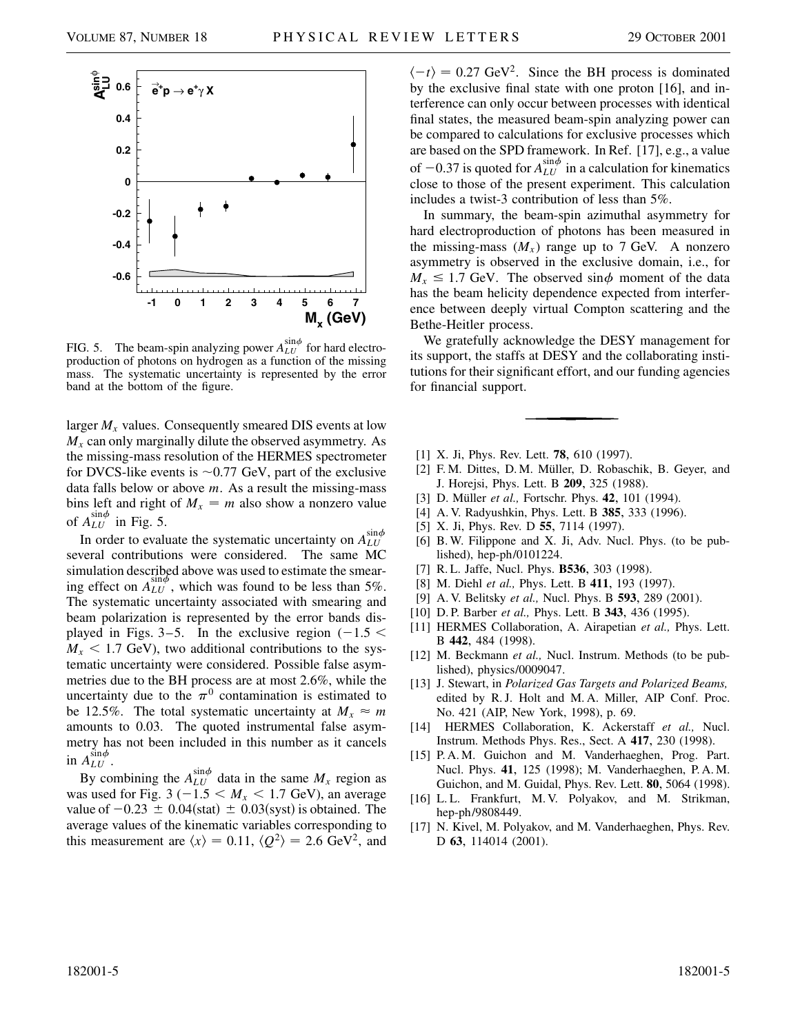$A_{LU}^{\sin\phi}$

0.6

0.4

0.2

0

-0.2

-0.4

-0.6

$\vec{e}^+p \rightarrow e^+\gamma X$

-1 0 1 2 3 4 5 6 7

$M_x$ (GeV)

FIG. 5. The beam-spin analyzing power $A_{LU}^{\sin\phi}$ for hard electroproduction of photons on hydrogen as a function of the missing mass. The systematic uncertainty is represented by the error band at the bottom of the figure.

larger $M_x$ values. Consequently smeared DIS events at low $M_x$ can only marginally dilute the observed asymmetry. As the missing-mass resolution of the HERMES spectrometer for DVCS-like events is $\sim$0.77 GeV, part of the exclusive data falls below or above $m$. As a result the missing-mass bins left and right of $M_x = m$ also show a nonzero value of $A_{LU}^{\sin\phi}$ in Fig. 5.

In order to evaluate the systematic uncertainty on $A_{LU}^{\sin\phi}$ several contributions were considered. The same MC simulation described above was used to estimate the smearing effect on $A_{LU}^{\sin\phi}$, which was found to be less than 5%. The systematic uncertainty associated with smearing and beam polarization is represented by the error bands displayed in Figs. 3–5. In the exclusive region ($-1.5 < M_x < 1.7$ GeV), two additional contributions to the systematic uncertainty were considered. Possible false asymmetries due to the BH process are at most 2.6%, while the uncertainty due to the $\pi^0$ contamination is estimated to be 12.5%. The total systematic uncertainty at $M_x \approx m$ amounts to 0.03. The quoted instrumental false asymmetry has not been included in this number as it cancels in $A_{LU}^{\sin\phi}$.

By combining the $A_{LU}^{\sin\phi}$ data in the same $M_x$ region as was used for Fig. 3 ($-1.5 < M_x < 1.7$ GeV), an average value of $-0.23 \pm 0.04(\text{stat}) \pm 0.03(\text{syst})$ is obtained. The average values of the kinematic variables corresponding to this measurement are $\langle x \rangle = 0.11$, $\langle Q^2 \rangle = 2.6$ GeV$^2$, and $\langle -t \rangle = 0.27$ GeV$^2$. Since the BH process is dominated by the exclusive final state with one proton [16], and interference can only occur between processes with identical final states, the measured beam-spin analyzing power can be compared to calculations for exclusive processes which are based on the SPD framework. In Ref. [17], e.g., a value of $-0.37$ is quoted for $A_{LU}^{\sin\phi}$ in a calculation for kinematics close to those of the present experiment. This calculation includes a twist-3 contribution of less than 5%.

In summary, the beam-spin azimuthal asymmetry for hard electroproduction of photons has been measured in the missing-mass ($M_x$) range up to 7 GeV. A nonzero asymmetry is observed in the exclusive domain, i.e., for $M_x \leq 1.7$ GeV. The observed $\sin\phi$ moment of the data has the beam helicity dependence expected from interference between deeply virtual Compton scattering and the Bethe-Heitler process.

We gratefully acknowledge the DESY management for its support, the staffs at DESY and the collaborating institutions for their significant effort, and our funding agencies for financial support.

---

[1] X. Ji, Phys. Rev. Lett. **78**, 610 (1997).

[2] F. M. Dittes, D. M. Müller, D. Robaschik, B. Geyer, and J. Horejsi, Phys. Lett. B **209**, 325 (1988).

[3] D. Müller *et al.,* Fortschr. Phys. **42**, 101 (1994).

[4] A. V. Radyushkin, Phys. Lett. B **385**, 333 (1996).

[5] X. Ji, Phys. Rev. D **55**, 7114 (1997).

[6] B. W. Filippone and X. Ji, Adv. Nucl. Phys. (to be published), hep-ph/0101224.

[7] R. L. Jaffe, Nucl. Phys. **B536**, 303 (1998).

[8] M. Diehl *et al.,* Phys. Lett. B **411**, 193 (1997).

[9] A. V. Belitsky *et al.,* Nucl. Phys. B **593**, 289 (2001).

[10] D. P. Barber *et al.,* Phys. Lett. B **343**, 436 (1995).

[11] HERMES Collaboration, A. Airapetian *et al.,* Phys. Lett. B **442**, 484 (1998).

[12] M. Beckmann *et al.,* Nucl. Instrum. Methods (to be published), physics/0009047.

[13] J. Stewart, in *Polarized Gas Targets and Polarized Beams,* edited by R. J. Holt and M. A. Miller, AIP Conf. Proc. No. 421 (AIP, New York, 1998), p. 69.

[14] HERMES Collaboration, K. Ackerstaff *et al.,* Nucl. Instrum. Methods Phys. Res., Sect. A **417**, 230 (1998).

[15] P. A. M. Guichon and M. Vanderhaeghen, Prog. Part. Nucl. Phys. **41**, 125 (1998); M. Vanderhaeghen, P. A. M. Guichon, and M. Guidal, Phys. Rev. Lett. **80**, 5064 (1998).

[16] L. L. Frankfurt, M. V. Polyakov, and M. Strikman, hep-ph/9808449.

[17] N. Kivel, M. Polyakov, and M. Vanderhaeghen, Phys. Rev. D **63**, 114014 (2001).